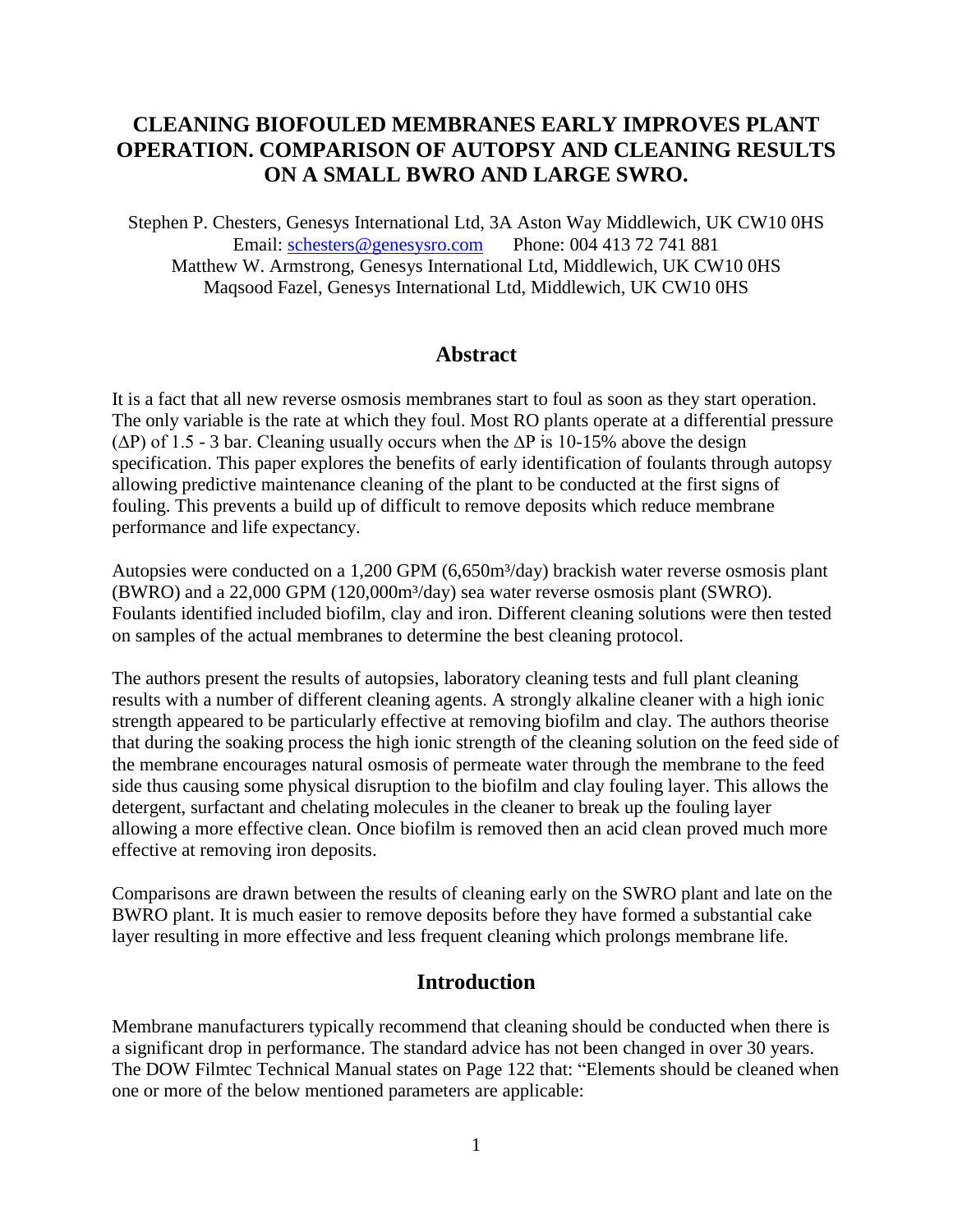# CLEANING BIOFOULED MEMBRANES EARLY IMPROVES PLANT OPERATION. COMPARISON OF AUTOPSY AND CLEANING RESULTS ON A SMALL BWRO AND LARGE SWRO.

Stephen P. Chesters, Genesys International Ltd, 3A Aston Way Middlewich, UK CW10 0HS
Email: schesters@genesysro.com Phone: 004 413 72 741 881
Matthew W. Armstrong, Genesys International Ltd, Middlewich, UK CW10 0HS
Maqsood Fazel, Genesys International Ltd, Middlewich, UK CW10 0HS

## Abstract

It is a fact that all new reverse osmosis membranes start to foul as soon as they start operation. The only variable is the rate at which they foul. Most RO plants operate at a differential pressure ($\Delta P$) of 1.5 - 3 bar. Cleaning usually occurs when the $\Delta P$ is 10-15% above the design specification. This paper explores the benefits of early identification of foulants through autopsy allowing predictive maintenance cleaning of the plant to be conducted at the first signs of fouling. This prevents a build up of difficult to remove deposits which reduce membrane performance and life expectancy.

Autopsies were conducted on a 1,200 GPM (6,650m³/day) brackish water reverse osmosis plant (BWRO) and a 22,000 GPM (120,000m³/day) sea water reverse osmosis plant (SWRO). Foulants identified included biofilm, clay and iron. Different cleaning solutions were then tested on samples of the actual membranes to determine the best cleaning protocol.

The authors present the results of autopsies, laboratory cleaning tests and full plant cleaning results with a number of different cleaning agents. A strongly alkaline cleaner with a high ionic strength appeared to be particularly effective at removing biofilm and clay. The authors theorise that during the soaking process the high ionic strength of the cleaning solution on the feed side of the membrane encourages natural osmosis of permeate water through the membrane to the feed side thus causing some physical disruption to the biofilm and clay fouling layer. This allows the detergent, surfactant and chelating molecules in the cleaner to break up the fouling layer allowing a more effective clean. Once biofilm is removed then an acid clean proved much more effective at removing iron deposits.

Comparisons are drawn between the results of cleaning early on the SWRO plant and late on the BWRO plant. It is much easier to remove deposits before they have formed a substantial cake layer resulting in more effective and less frequent cleaning which prolongs membrane life.

## Introduction

Membrane manufacturers typically recommend that cleaning should be conducted when there is a significant drop in performance. The standard advice has not been changed in over 30 years. The DOW Filmtec Technical Manual states on Page 122 that: "Elements should be cleaned when one or more of the below mentioned parameters are applicable: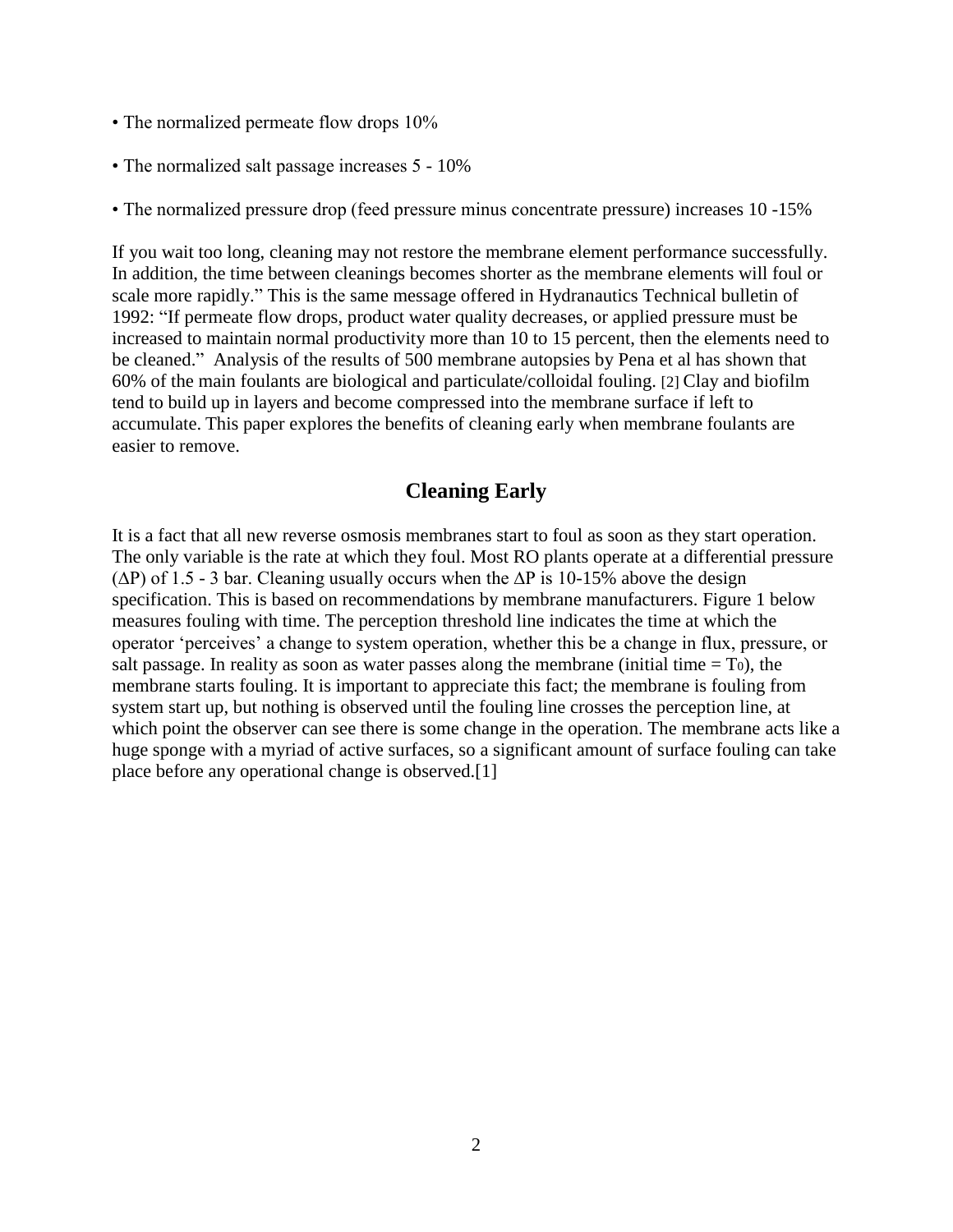• The normalized permeate flow drops 10%

• The normalized salt passage increases 5 - 10%

• The normalized pressure drop (feed pressure minus concentrate pressure) increases 10 -15%

If you wait too long, cleaning may not restore the membrane element performance successfully. In addition, the time between cleanings becomes shorter as the membrane elements will foul or scale more rapidly." This is the same message offered in Hydranautics Technical bulletin of 1992: "If permeate flow drops, product water quality decreases, or applied pressure must be increased to maintain normal productivity more than 10 to 15 percent, then the elements need to be cleaned." Analysis of the results of 500 membrane autopsies by Pena et al has shown that 60% of the main foulants are biological and particulate/colloidal fouling. [2] Clay and biofilm tend to build up in layers and become compressed into the membrane surface if left to accumulate. This paper explores the benefits of cleaning early when membrane foulants are easier to remove.

## Cleaning Early

It is a fact that all new reverse osmosis membranes start to foul as soon as they start operation. The only variable is the rate at which they foul. Most RO plants operate at a differential pressure ($\Delta P$) of 1.5 - 3 bar. Cleaning usually occurs when the $\Delta P$ is 10-15% above the design specification. This is based on recommendations by membrane manufacturers. Figure 1 below measures fouling with time. The perception threshold line indicates the time at which the operator 'perceives' a change to system operation, whether this be a change in flux, pressure, or salt passage. In reality as soon as water passes along the membrane (initial time = $T_0$), the membrane starts fouling. It is important to appreciate this fact; the membrane is fouling from system start up, but nothing is observed until the fouling line crosses the perception line, at which point the observer can see there is some change in the operation. The membrane acts like a huge sponge with a myriad of active surfaces, so a significant amount of surface fouling can take place before any operational change is observed.[1]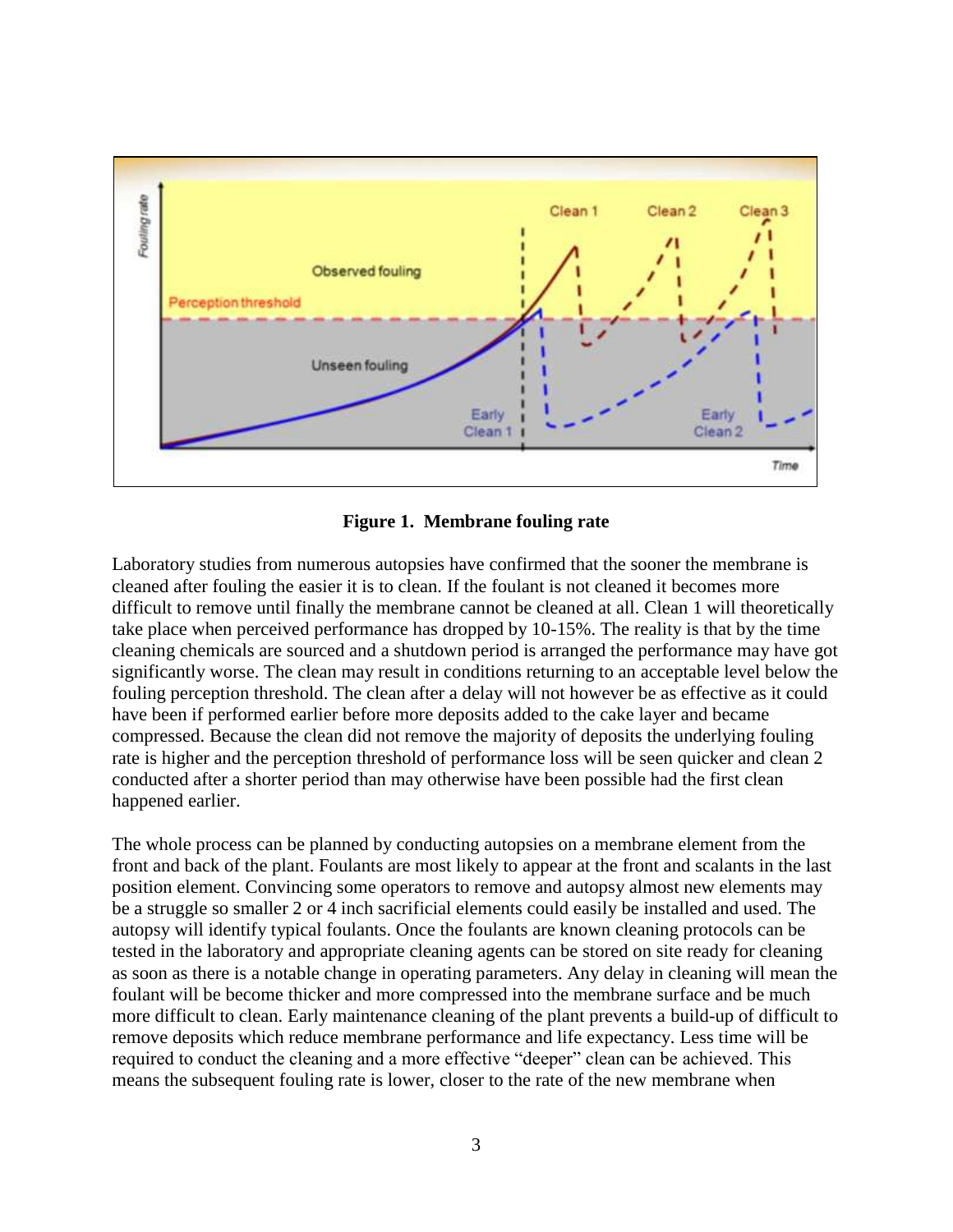Fouling rate

Clean 1

Clean 2

Clean 3

Observed fouling

Perception threshold

Unseen fouling

Early Clean 1

Early Clean 2

Time

**Figure 1. Membrane fouling rate**

Laboratory studies from numerous autopsies have confirmed that the sooner the membrane is cleaned after fouling the easier it is to clean. If the foulant is not cleaned it becomes more difficult to remove until finally the membrane cannot be cleaned at all. Clean 1 will theoretically take place when perceived performance has dropped by 10-15%. The reality is that by the time cleaning chemicals are sourced and a shutdown period is arranged the performance may have got significantly worse. The clean may result in conditions returning to an acceptable level below the fouling perception threshold. The clean after a delay will not however be as effective as it could have been if performed earlier before more deposits added to the cake layer and became compressed. Because the clean did not remove the majority of deposits the underlying fouling rate is higher and the perception threshold of performance loss will be seen quicker and clean 2 conducted after a shorter period than may otherwise have been possible had the first clean happened earlier.

The whole process can be planned by conducting autopsies on a membrane element from the front and back of the plant. Foulants are most likely to appear at the front and scalants in the last position element. Convincing some operators to remove and autopsy almost new elements may be a struggle so smaller 2 or 4 inch sacrificial elements could easily be installed and used. The autopsy will identify typical foulants. Once the foulants are known cleaning protocols can be tested in the laboratory and appropriate cleaning agents can be stored on site ready for cleaning as soon as there is a notable change in operating parameters. Any delay in cleaning will mean the foulant will be become thicker and more compressed into the membrane surface and be much more difficult to clean. Early maintenance cleaning of the plant prevents a build-up of difficult to remove deposits which reduce membrane performance and life expectancy. Less time will be required to conduct the cleaning and a more effective "deeper" clean can be achieved. This means the subsequent fouling rate is lower, closer to the rate of the new membrane when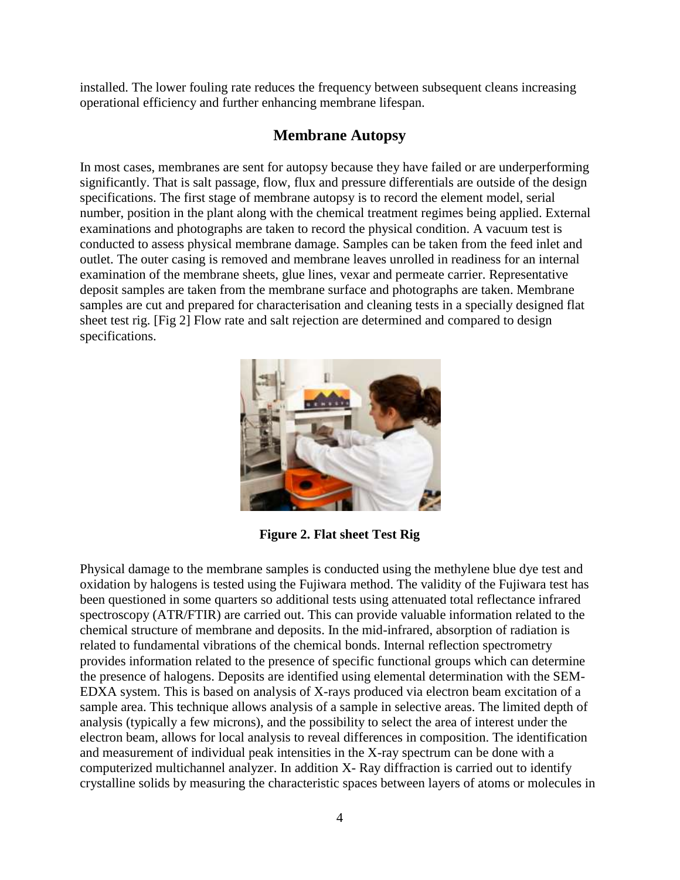installed. The lower fouling rate reduces the frequency between subsequent cleans increasing operational efficiency and further enhancing membrane lifespan.

## Membrane Autopsy

In most cases, membranes are sent for autopsy because they have failed or are underperforming significantly. That is salt passage, flow, flux and pressure differentials are outside of the design specifications. The first stage of membrane autopsy is to record the element model, serial number, position in the plant along with the chemical treatment regimes being applied. External examinations and photographs are taken to record the physical condition. A vacuum test is conducted to assess physical membrane damage. Samples can be taken from the feed inlet and outlet. The outer casing is removed and membrane leaves unrolled in readiness for an internal examination of the membrane sheets, glue lines, vexar and permeate carrier. Representative deposit samples are taken from the membrane surface and photographs are taken. Membrane samples are cut and prepared for characterisation and cleaning tests in a specially designed flat sheet test rig. [Fig 2] Flow rate and salt rejection are determined and compared to design specifications.

**Figure 2. Flat sheet Test Rig**

Physical damage to the membrane samples is conducted using the methylene blue dye test and oxidation by halogens is tested using the Fujiwara method. The validity of the Fujiwara test has been questioned in some quarters so additional tests using attenuated total reflectance infrared spectroscopy (ATR/FTIR) are carried out. This can provide valuable information related to the chemical structure of membrane and deposits. In the mid-infrared, absorption of radiation is related to fundamental vibrations of the chemical bonds. Internal reflection spectrometry provides information related to the presence of specific functional groups which can determine the presence of halogens. Deposits are identified using elemental determination with the SEM-EDXA system. This is based on analysis of X-rays produced via electron beam excitation of a sample area. This technique allows analysis of a sample in selective areas. The limited depth of analysis (typically a few microns), and the possibility to select the area of interest under the electron beam, allows for local analysis to reveal differences in composition. The identification and measurement of individual peak intensities in the X-ray spectrum can be done with a computerized multichannel analyzer. In addition X- Ray diffraction is carried out to identify crystalline solids by measuring the characteristic spaces between layers of atoms or molecules in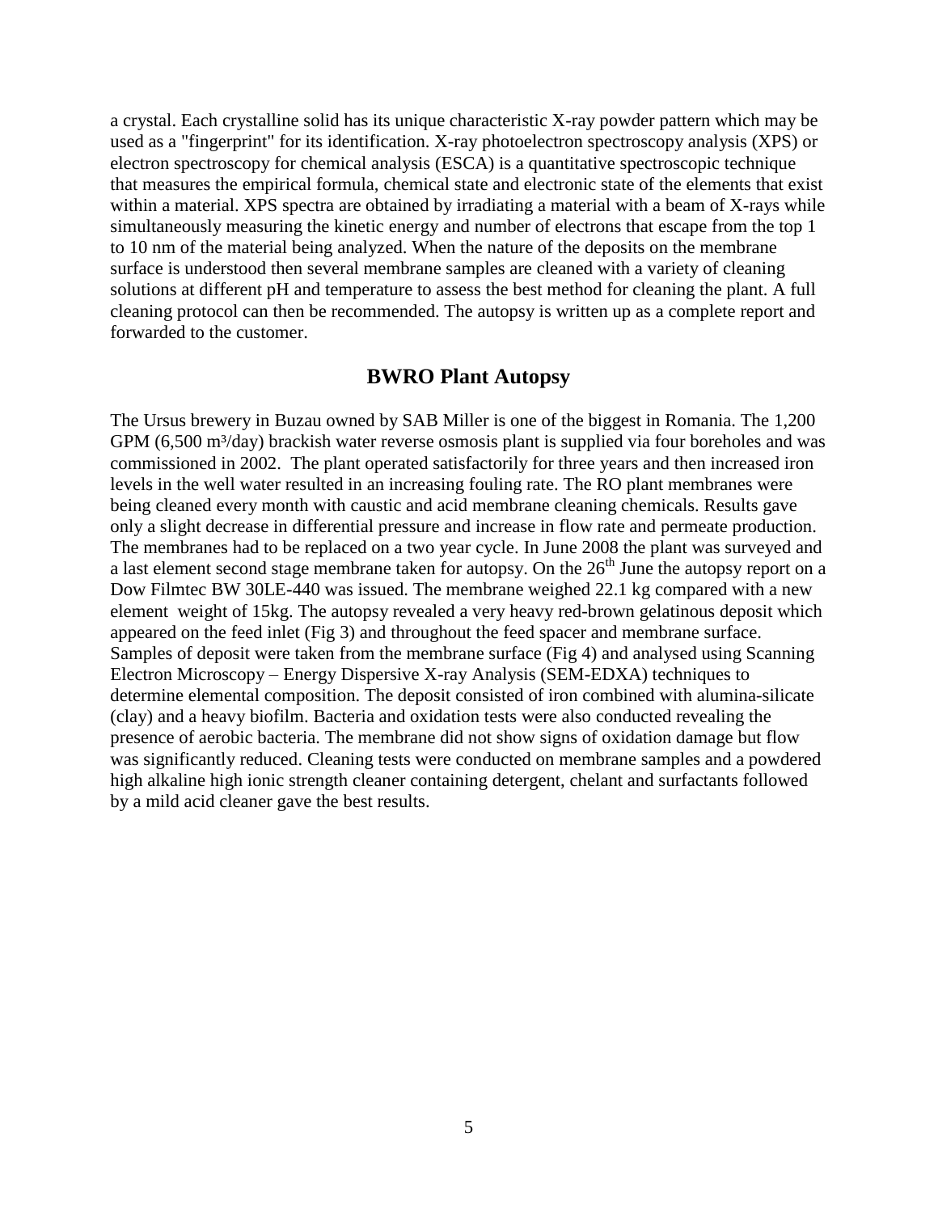a crystal. Each crystalline solid has its unique characteristic X-ray powder pattern which may be used as a "fingerprint" for its identification. X-ray photoelectron spectroscopy analysis (XPS) or electron spectroscopy for chemical analysis (ESCA) is a quantitative spectroscopic technique that measures the empirical formula, chemical state and electronic state of the elements that exist within a material. XPS spectra are obtained by irradiating a material with a beam of X-rays while simultaneously measuring the kinetic energy and number of electrons that escape from the top 1 to 10 nm of the material being analyzed. When the nature of the deposits on the membrane surface is understood then several membrane samples are cleaned with a variety of cleaning solutions at different pH and temperature to assess the best method for cleaning the plant. A full cleaning protocol can then be recommended. The autopsy is written up as a complete report and forwarded to the customer.

## BWRO Plant Autopsy

The Ursus brewery in Buzau owned by SAB Miller is one of the biggest in Romania. The 1,200 GPM (6,500 $m^3$/day) brackish water reverse osmosis plant is supplied via four boreholes and was commissioned in 2002. The plant operated satisfactorily for three years and then increased iron levels in the well water resulted in an increasing fouling rate. The RO plant membranes were being cleaned every month with caustic and acid membrane cleaning chemicals. Results gave only a slight decrease in differential pressure and increase in flow rate and permeate production. The membranes had to be replaced on a two year cycle. In June 2008 the plant was surveyed and a last element second stage membrane taken for autopsy. On the 26$^{th}$ June the autopsy report on a Dow Filmtec BW 30LE-440 was issued. The membrane weighed 22.1 kg compared with a new element weight of 15kg. The autopsy revealed a very heavy red-brown gelatinous deposit which appeared on the feed inlet (Fig 3) and throughout the feed spacer and membrane surface. Samples of deposit were taken from the membrane surface (Fig 4) and analysed using Scanning Electron Microscopy – Energy Dispersive X-ray Analysis (SEM-EDXA) techniques to determine elemental composition. The deposit consisted of iron combined with alumina-silicate (clay) and a heavy biofilm. Bacteria and oxidation tests were also conducted revealing the presence of aerobic bacteria. The membrane did not show signs of oxidation damage but flow was significantly reduced. Cleaning tests were conducted on membrane samples and a powdered high alkaline high ionic strength cleaner containing detergent, chelant and surfactants followed by a mild acid cleaner gave the best results.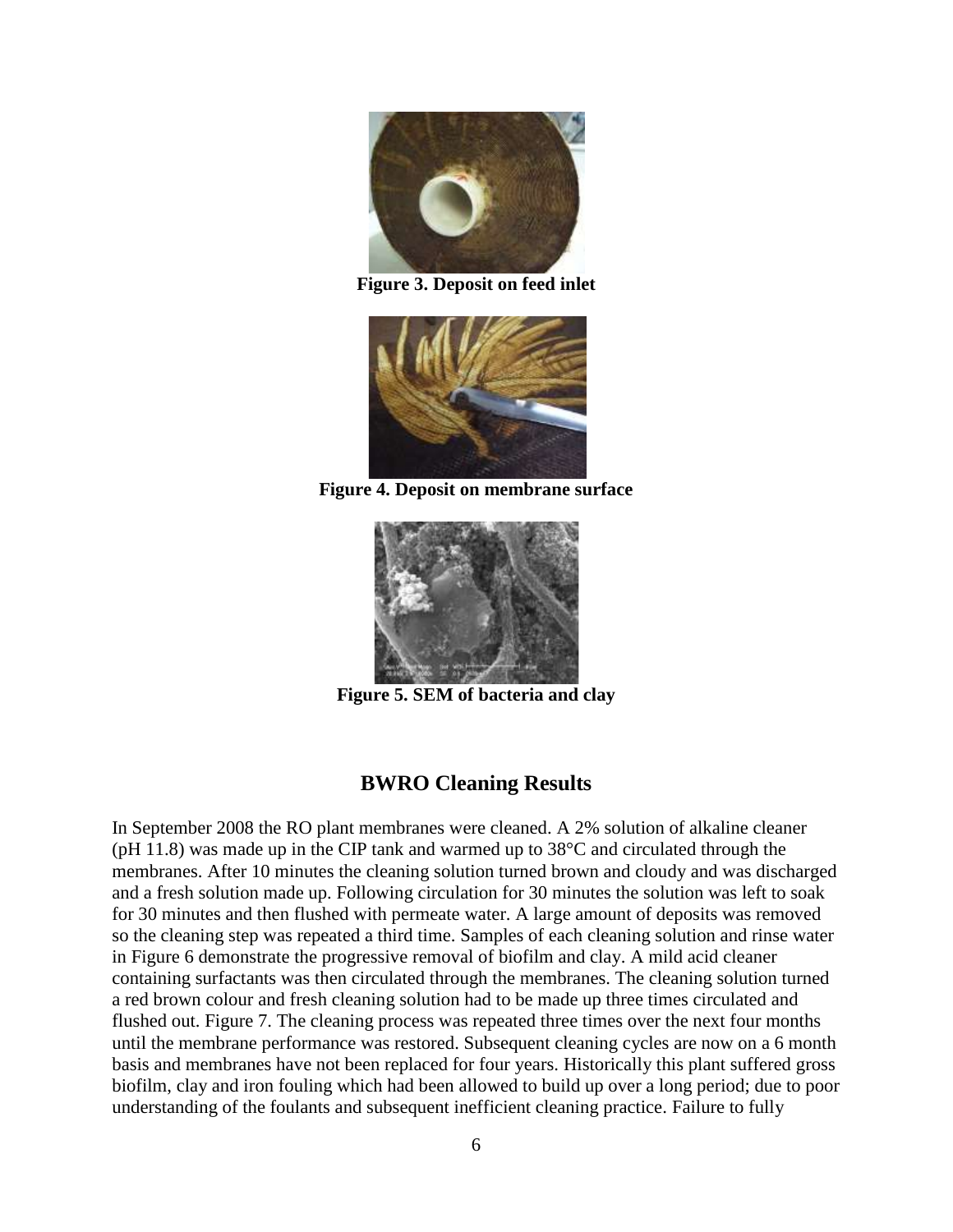**Figure 3. Deposit on feed inlet**

**Figure 4. Deposit on membrane surface**

**Figure 5. SEM of bacteria and clay**

## BWRO Cleaning Results

In September 2008 the RO plant membranes were cleaned. A 2% solution of alkaline cleaner (pH 11.8) was made up in the CIP tank and warmed up to 38°C and circulated through the membranes. After 10 minutes the cleaning solution turned brown and cloudy and was discharged and a fresh solution made up. Following circulation for 30 minutes the solution was left to soak for 30 minutes and then flushed with permeate water. A large amount of deposits was removed so the cleaning step was repeated a third time. Samples of each cleaning solution and rinse water in Figure 6 demonstrate the progressive removal of biofilm and clay. A mild acid cleaner containing surfactants was then circulated through the membranes. The cleaning solution turned a red brown colour and fresh cleaning solution had to be made up three times circulated and flushed out. Figure 7. The cleaning process was repeated three times over the next four months until the membrane performance was restored. Subsequent cleaning cycles are now on a 6 month basis and membranes have not been replaced for four years. Historically this plant suffered gross biofilm, clay and iron fouling which had been allowed to build up over a long period; due to poor understanding of the foulants and subsequent inefficient cleaning practice. Failure to fully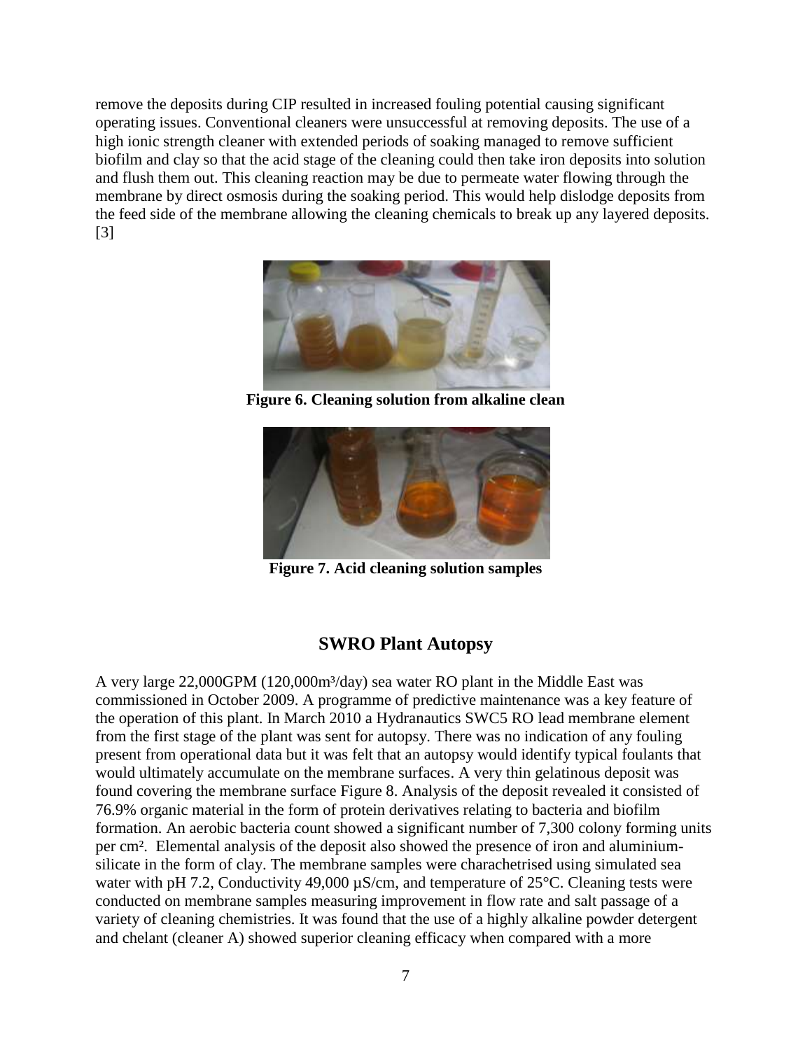remove the deposits during CIP resulted in increased fouling potential causing significant operating issues. Conventional cleaners were unsuccessful at removing deposits. The use of a high ionic strength cleaner with extended periods of soaking managed to remove sufficient biofilm and clay so that the acid stage of the cleaning could then take iron deposits into solution and flush them out. This cleaning reaction may be due to permeate water flowing through the membrane by direct osmosis during the soaking period. This would help dislodge deposits from the feed side of the membrane allowing the cleaning chemicals to break up any layered deposits. [3]

**Figure 6. Cleaning solution from alkaline clean**

**Figure 7. Acid cleaning solution samples**

## SWRO Plant Autopsy

A very large 22,000GPM (120,000m³/day) sea water RO plant in the Middle East was commissioned in October 2009. A programme of predictive maintenance was a key feature of the operation of this plant. In March 2010 a Hydranautics SWC5 RO lead membrane element from the first stage of the plant was sent for autopsy. There was no indication of any fouling present from operational data but it was felt that an autopsy would identify typical foulants that would ultimately accumulate on the membrane surfaces. A very thin gelatinous deposit was found covering the membrane surface Figure 8. Analysis of the deposit revealed it consisted of 76.9% organic material in the form of protein derivatives relating to bacteria and biofilm formation. An aerobic bacteria count showed a significant number of 7,300 colony forming units per cm². Elemental analysis of the deposit also showed the presence of iron and aluminium-silicate in the form of clay. The membrane samples were charachetrised using simulated sea water with pH 7.2, Conductivity 49,000 µS/cm, and temperature of 25°C. Cleaning tests were conducted on membrane samples measuring improvement in flow rate and salt passage of a variety of cleaning chemistries. It was found that the use of a highly alkaline powder detergent and chelant (cleaner A) showed superior cleaning efficacy when compared with a more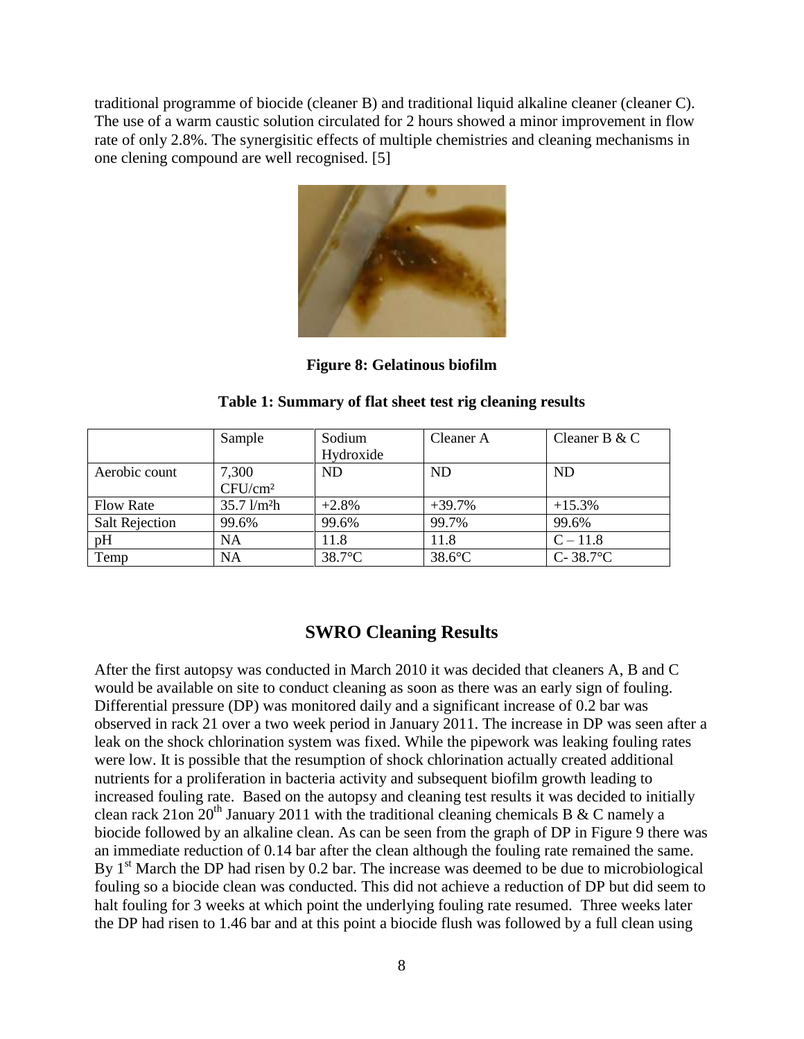traditional programme of biocide (cleaner B) and traditional liquid alkaline cleaner (cleaner C). The use of a warm caustic solution circulated for 2 hours showed a minor improvement in flow rate of only 2.8%. The synergisitic effects of multiple chemistries and cleaning mechanisms in one clening compound are well recognised. [5]

**Figure 8: Gelatinous biofilm**

**Table 1: Summary of flat sheet test rig cleaning results**

| | Sample | Sodium Hydroxide | Cleaner A | Cleaner B & C |
|---|---|---|---|---|
| Aerobic count | 7,300 CFU/cm² | ND | ND | ND |
| Flow Rate | 35.7 l/m²h | +2.8% | +39.7% | +15.3% |
| Salt Rejection | 99.6% | 99.6% | 99.7% | 99.6% |
| pH | NA | 11.8 | 11.8 | C – 11.8 |
| Temp | NA | 38.7°C | 38.6°C | C- 38.7°C |

## SWRO Cleaning Results

After the first autopsy was conducted in March 2010 it was decided that cleaners A, B and C would be available on site to conduct cleaning as soon as there was an early sign of fouling. Differential pressure (DP) was monitored daily and a significant increase of 0.2 bar was observed in rack 21 over a two week period in January 2011. The increase in DP was seen after a leak on the shock chlorination system was fixed. While the pipework was leaking fouling rates were low. It is possible that the resumption of shock chlorination actually created additional nutrients for a proliferation in bacteria activity and subsequent biofilm growth leading to increased fouling rate. Based on the autopsy and cleaning test results it was decided to initially clean rack 21on 20th January 2011 with the traditional cleaning chemicals B & C namely a biocide followed by an alkaline clean. As can be seen from the graph of DP in Figure 9 there was an immediate reduction of 0.14 bar after the clean although the fouling rate remained the same. By 1st March the DP had risen by 0.2 bar. The increase was deemed to be due to microbiological fouling so a biocide clean was conducted. This did not achieve a reduction of DP but did seem to halt fouling for 3 weeks at which point the underlying fouling rate resumed. Three weeks later the DP had risen to 1.46 bar and at this point a biocide flush was followed by a full clean using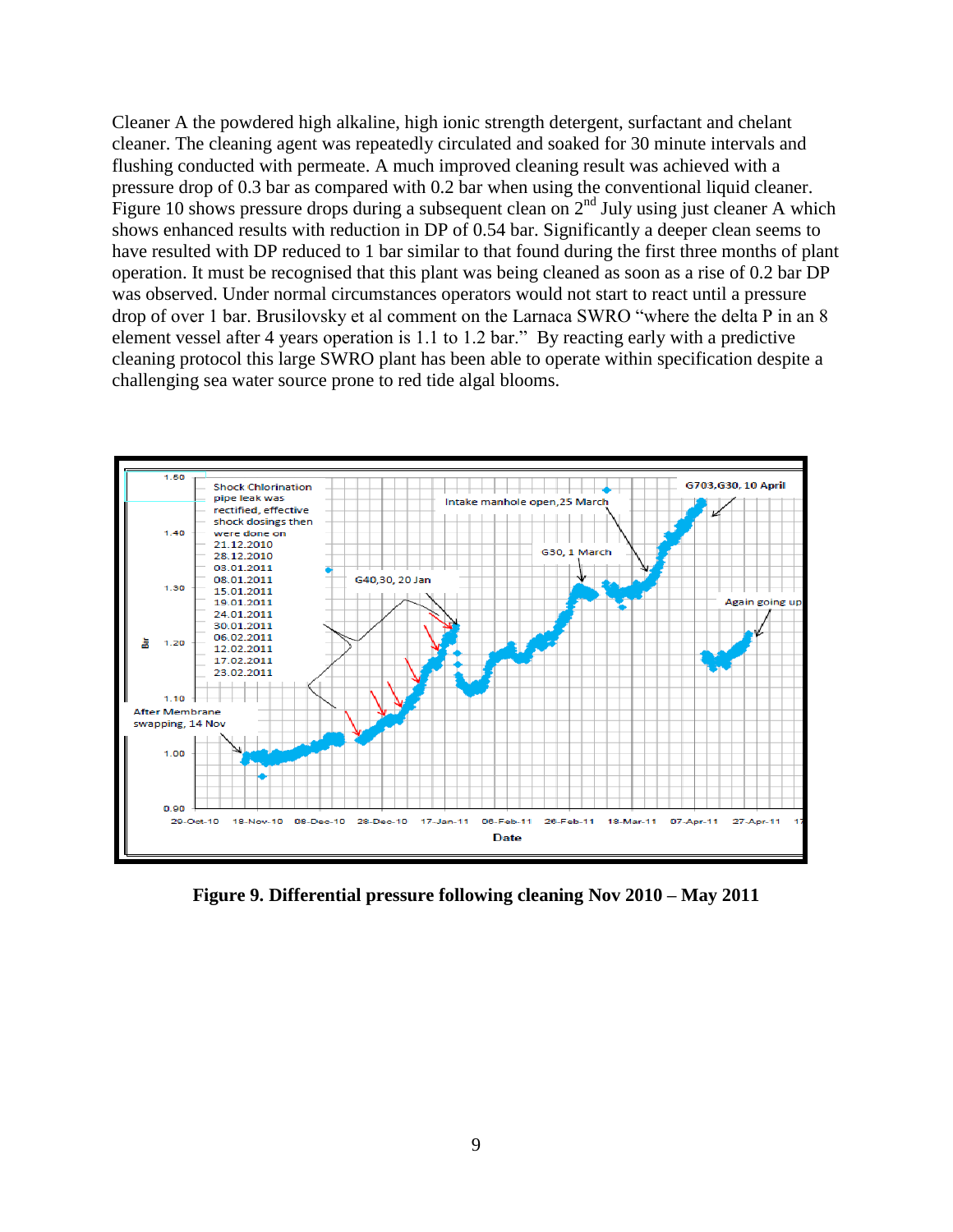Cleaner A the powdered high alkaline, high ionic strength detergent, surfactant and chelant cleaner. The cleaning agent was repeatedly circulated and soaked for 30 minute intervals and flushing conducted with permeate. A much improved cleaning result was achieved with a pressure drop of 0.3 bar as compared with 0.2 bar when using the conventional liquid cleaner. Figure 10 shows pressure drops during a subsequent clean on 2nd July using just cleaner A which shows enhanced results with reduction in DP of 0.54 bar. Significantly a deeper clean seems to have resulted with DP reduced to 1 bar similar to that found during the first three months of plant operation. It must be recognised that this plant was being cleaned as soon as a rise of 0.2 bar DP was observed. Under normal circumstances operators would not start to react until a pressure drop of over 1 bar. Brusilovsky et al comment on the Larnaca SWRO "where the delta P in an 8 element vessel after 4 years operation is 1.1 to 1.2 bar." By reacting early with a predictive cleaning protocol this large SWRO plant has been able to operate within specification despite a challenging sea water source prone to red tide algal blooms.

Shock Chlorination pipe leak was rectified, effective shock dosings then were done on
21.12.2010
28.12.2010
03.01.2011
08.01.2011
15.01.2011
19.01.2011
24.01.2011
30.01.2011
06.02.2011
12.02.2011
17.02.2011
23.02.2011

Intake manhole open, 25 March

G703,G30, 10 April

G30, 1 March

G40,30, 20 Jan

Again going up

After Membrane swapping, 14 Nov

Bar

1.50
1.40
1.30
1.20
1.10
1.00
0.90

29-Oct-10 18-Nov-10 08-Dec-10 28-Dec-10 17-Jan-11 06-Feb-11 26-Feb-11 18-Mar-11 07-Apr-11 27-Apr-11 17

Date

**Figure 9. Differential pressure following cleaning Nov 2010 – May 2011**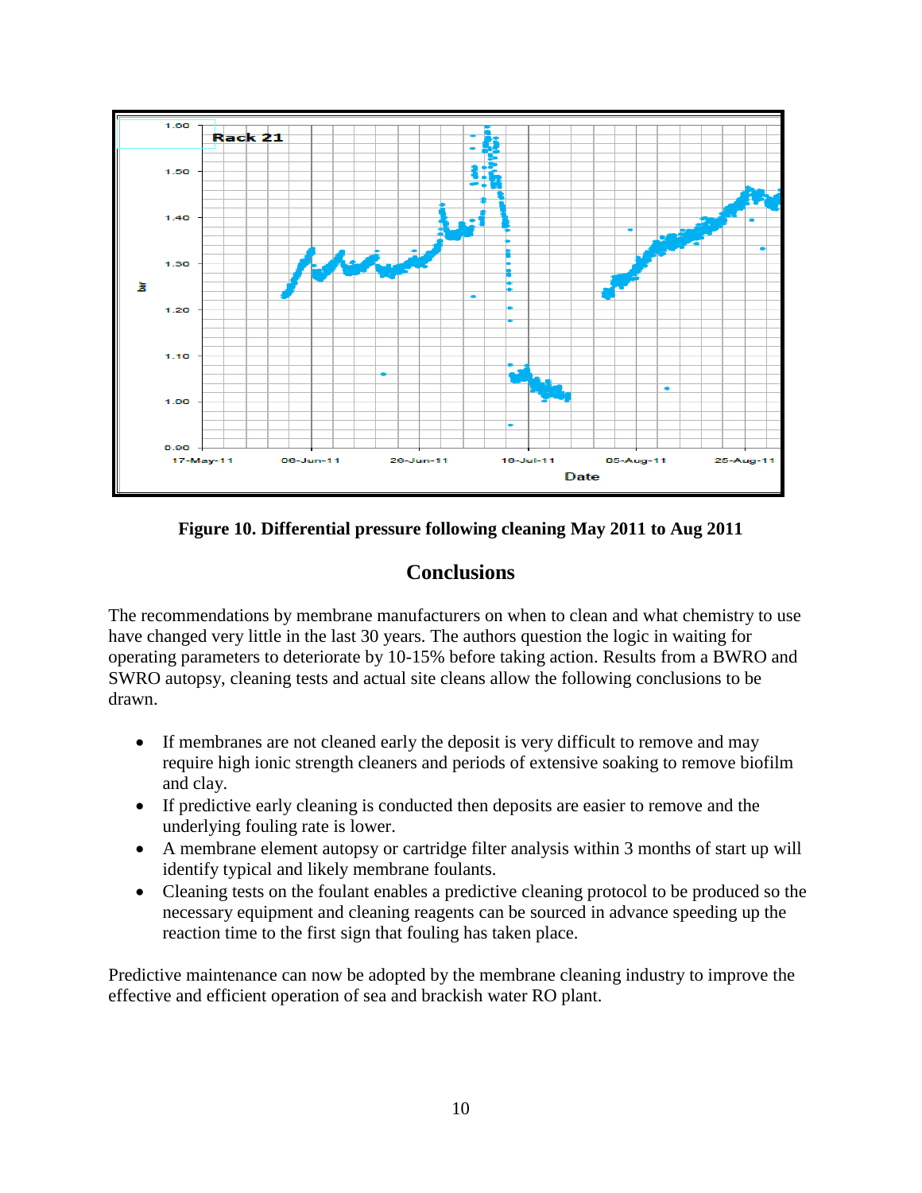Rack 21

bar

1.60
1.50
1.40
1.30
1.20
1.10
1.00
0.90

17-May-11
06-Jun-11
26-Jun-11
16-Jul-11
05-Aug-11
25-Aug-11

Date

**Figure 10. Differential pressure following cleaning May 2011 to Aug 2011**

## Conclusions

The recommendations by membrane manufacturers on when to clean and what chemistry to use have changed very little in the last 30 years. The authors question the logic in waiting for operating parameters to deteriorate by 10-15% before taking action. Results from a BWRO and SWRO autopsy, cleaning tests and actual site cleans allow the following conclusions to be drawn.

- If membranes are not cleaned early the deposit is very difficult to remove and may require high ionic strength cleaners and periods of extensive soaking to remove biofilm and clay.
- If predictive early cleaning is conducted then deposits are easier to remove and the underlying fouling rate is lower.
- A membrane element autopsy or cartridge filter analysis within 3 months of start up will identify typical and likely membrane foulants.
- Cleaning tests on the foulant enables a predictive cleaning protocol to be produced so the necessary equipment and cleaning reagents can be sourced in advance speeding up the reaction time to the first sign that fouling has taken place.

Predictive maintenance can now be adopted by the membrane cleaning industry to improve the effective and efficient operation of sea and brackish water RO plant.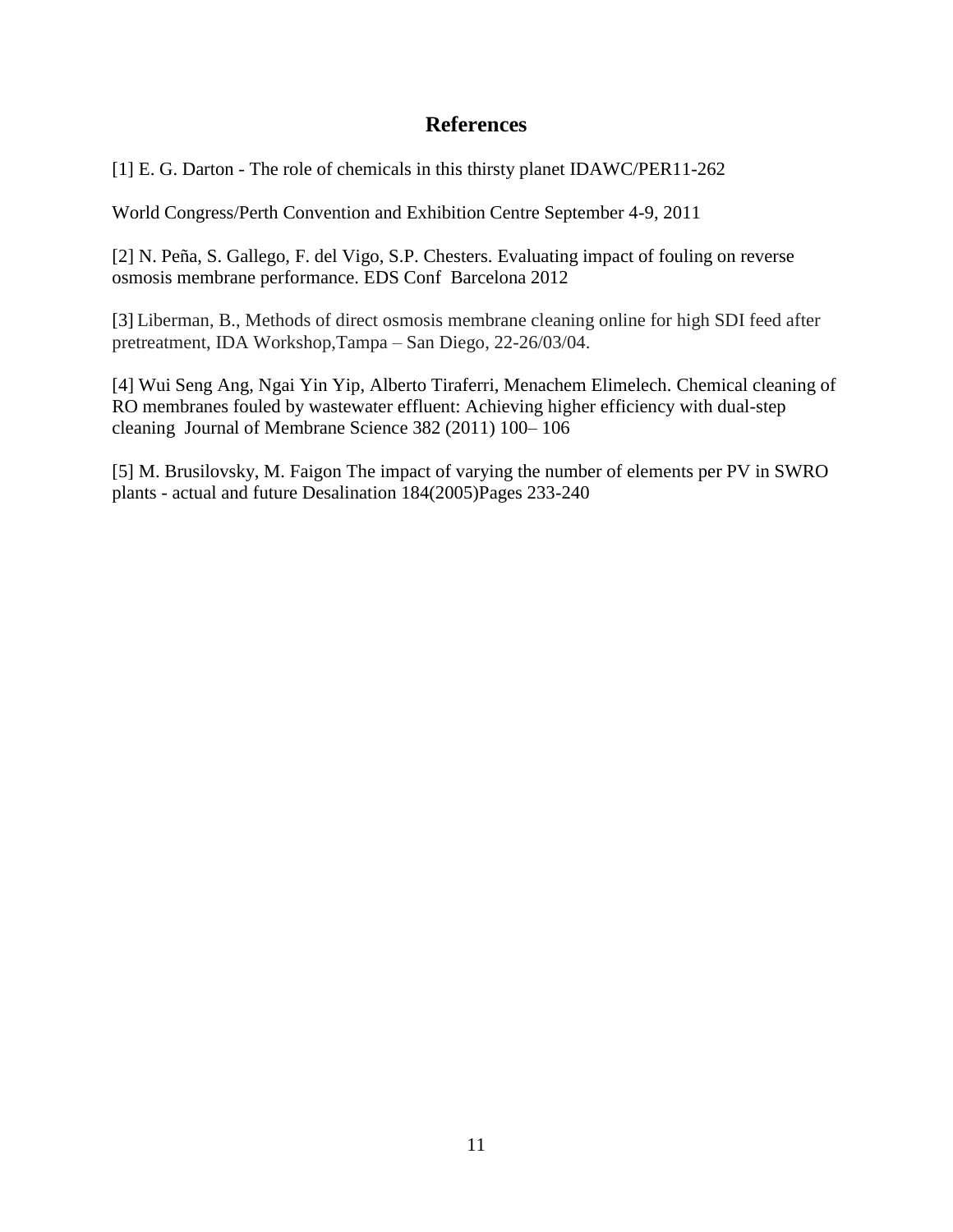## References

[1] E. G. Darton - The role of chemicals in this thirsty planet IDAWC/PER11-262

World Congress/Perth Convention and Exhibition Centre September 4-9, 2011

[2] N. Peña, S. Gallego, F. del Vigo, S.P. Chesters. Evaluating impact of fouling on reverse osmosis membrane performance. EDS Conf Barcelona 2012

[3] Liberman, B., Methods of direct osmosis membrane cleaning online for high SDI feed after pretreatment, IDA Workshop,Tampa – San Diego, 22-26/03/04.

[4] Wui Seng Ang, Ngai Yin Yip, Alberto Tiraferri, Menachem Elimelech. Chemical cleaning of RO membranes fouled by wastewater effluent: Achieving higher efficiency with dual-step cleaning Journal of Membrane Science 382 (2011) 100– 106

[5] M. Brusilovsky, M. Faigon The impact of varying the number of elements per PV in SWRO plants - actual and future Desalination 184(2005)Pages 233-240